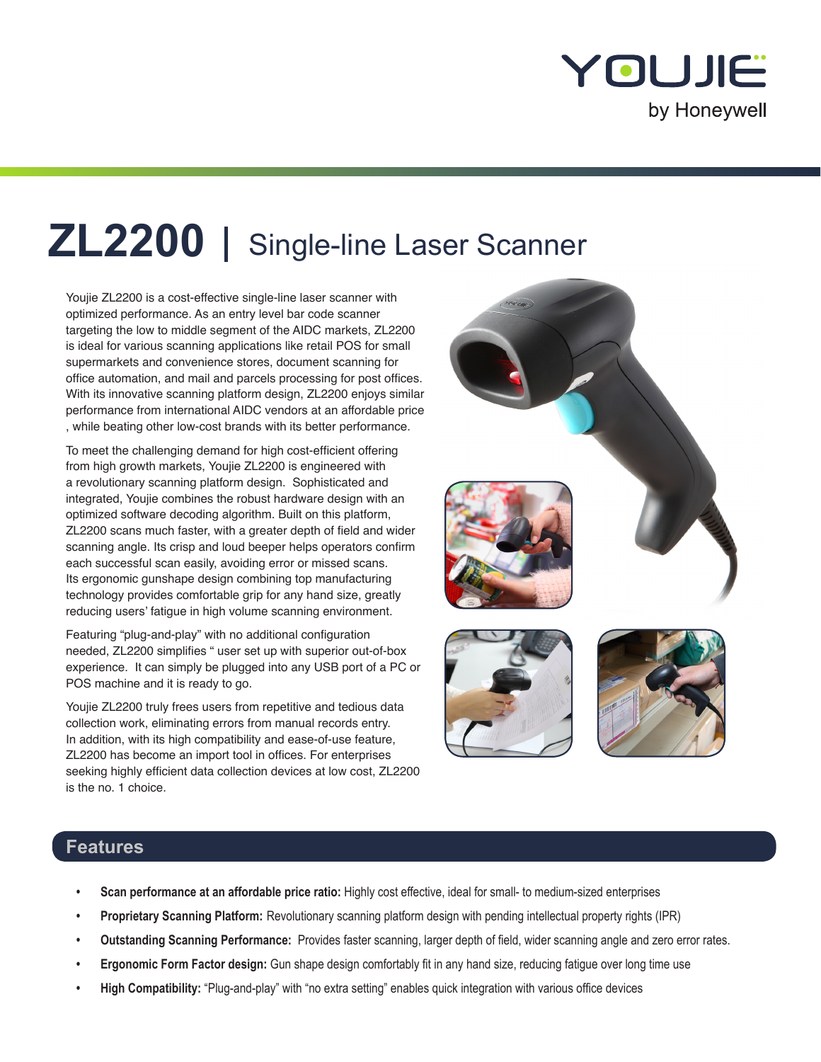YOUJIE by Honeywell

# ZL2200 | Single-line Laser Scanner

Youjie ZL2200 is a cost-effective single-line laser scanner with optimized performance. As an entry level bar code scanner targeting the low to middle segment of the AIDC markets, ZL2200 is ideal for various scanning applications like retail POS for small supermarkets and convenience stores, document scanning for office automation, and mail and parcels processing for post offices. With its innovative scanning platform design, ZL2200 enjoys similar performance from international AIDC vendors at an affordable price , while beating other low-cost brands with its better performance.

To meet the challenging demand for high cost-efficient offering from high growth markets, Youjie ZL2200 is engineered with a revolutionary scanning platform design. Sophisticated and integrated, Youjie combines the robust hardware design with an optimized software decoding algorithm. Built on this platform, ZL2200 scans much faster, with a greater depth of field and wider scanning angle. Its crisp and loud beeper helps operators confirm each successful scan easily, avoiding error or missed scans. Its ergonomic gunshape design combining top manufacturing technology provides comfortable grip for any hand size, greatly reducing users' fatigue in high volume scanning environment.

Featuring "plug-and-play" with no additional configuration needed, ZL2200 simplifies " user set up with superior out-of-box experience. It can simply be plugged into any USB port of a PC or POS machine and it is ready to go.

Youjie ZL2200 truly frees users from repetitive and tedious data collection work, eliminating errors from manual records entry. In addition, with its high compatibility and ease-of-use feature, ZL2200 has become an import tool in offices. For enterprises seeking highly efficient data collection devices at low cost, ZL2200 is the no. 1 choice.

## Features

- **Scan performance at an affordable price ratio:** Highly cost effective, ideal for small- to medium-sized enterprises
- **Proprietary Scanning Platform:** Revolutionary scanning platform design with pending intellectual property rights (IPR)
- **Outstanding Scanning Performance:** Provides faster scanning, larger depth of field, wider scanning angle and zero error rates.
- **Ergonomic Form Factor design:** Gun shape design comfortably fit in any hand size, reducing fatigue over long time use
- **High Compatibility:** "Plug-and-play" with "no extra setting" enables quick integration with various office devices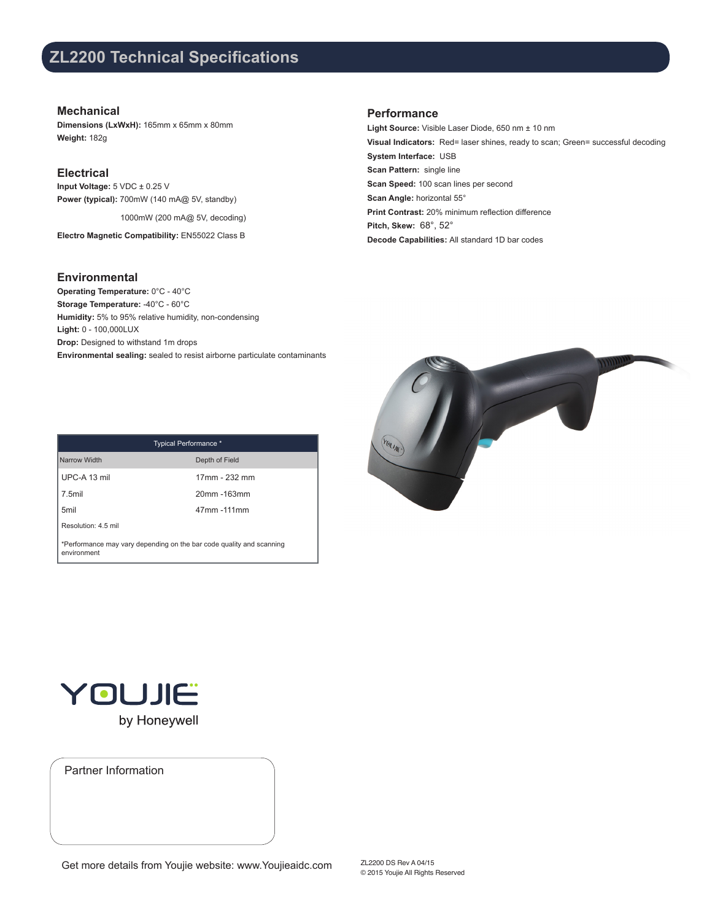# ZL2200 Technical Specifications

## Mechanical

**Dimensions (LxWxH):** 165mm x 65mm x 80mm
**Weight:** 182g

## Electrical

**Input Voltage:** 5 VDC ± 0.25 V
**Power (typical):** 700mW (140 mA@ 5V, standby)
1000mW (200 mA@ 5V, decoding)

**Electro Magnetic Compatibility:** EN55022 Class B

## Environmental

**Operating Temperature:** 0°C - 40°C
**Storage Temperature:** -40°C - 60°C
**Humidity:** 5% to 95% relative humidity, non-condensing
**Light:** 0 - 100,000LUX
**Drop:** Designed to withstand 1m drops
**Environmental sealing:** sealed to resist airborne particulate contaminants

| Typical Performance * | |
|---|---|
| Narrow Width | Depth of Field |
| UPC-A 13 mil | 17mm - 232 mm |
| 7.5mil | 20mm -163mm |
| 5mil | 47mm -111mm |
| Resolution: 4.5 mil | |

*Performance may vary depending on the bar code quality and scanning environment

## Performance

**Light Source:** Visible Laser Diode, 650 nm ± 10 nm
**Visual Indicators:** Red= laser shines, ready to scan; Green= successful decoding
**System Interface:** USB
**Scan Pattern:** single line
**Scan Speed:** 100 scan lines per second
**Scan Angle:** horizontal 55°
**Print Contrast:** 20% minimum reflection difference
**Pitch, Skew:** 68°, 52°
**Decode Capabilities:** All standard 1D bar codes

YOUJIE by Honeywell

Partner Information

Get more details from Youjie website: www.Youjieaidc.com

ZL2200 DS Rev A 04/15
© 2015 Youjie All Rights Reserved